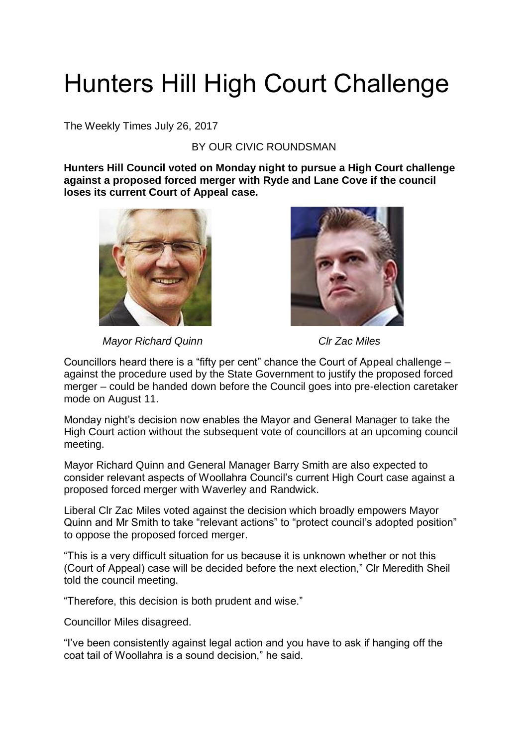# Hunters Hill High Court Challenge

The Weekly Times July 26, 2017

BY OUR CIVIC ROUNDSMAN

**Hunters Hill Council voted on Monday night to pursue a High Court challenge against a proposed forced merger with Ryde and Lane Cove if the council loses its current Court of Appeal case.**

*Mayor Richard Quinn*

*Clr Zac Miles*

Councillors heard there is a "fifty per cent" chance the Court of Appeal challenge – against the procedure used by the State Government to justify the proposed forced merger – could be handed down before the Council goes into pre-election caretaker mode on August 11.

Monday night's decision now enables the Mayor and General Manager to take the High Court action without the subsequent vote of councillors at an upcoming council meeting.

Mayor Richard Quinn and General Manager Barry Smith are also expected to consider relevant aspects of Woollahra Council's current High Court case against a proposed forced merger with Waverley and Randwick.

Liberal Clr Zac Miles voted against the decision which broadly empowers Mayor Quinn and Mr Smith to take "relevant actions" to "protect council's adopted position" to oppose the proposed forced merger.

"This is a very difficult situation for us because it is unknown whether or not this (Court of Appeal) case will be decided before the next election," Clr Meredith Sheil told the council meeting.

"Therefore, this decision is both prudent and wise."

Councillor Miles disagreed.

"I've been consistently against legal action and you have to ask if hanging off the coat tail of Woollahra is a sound decision," he said.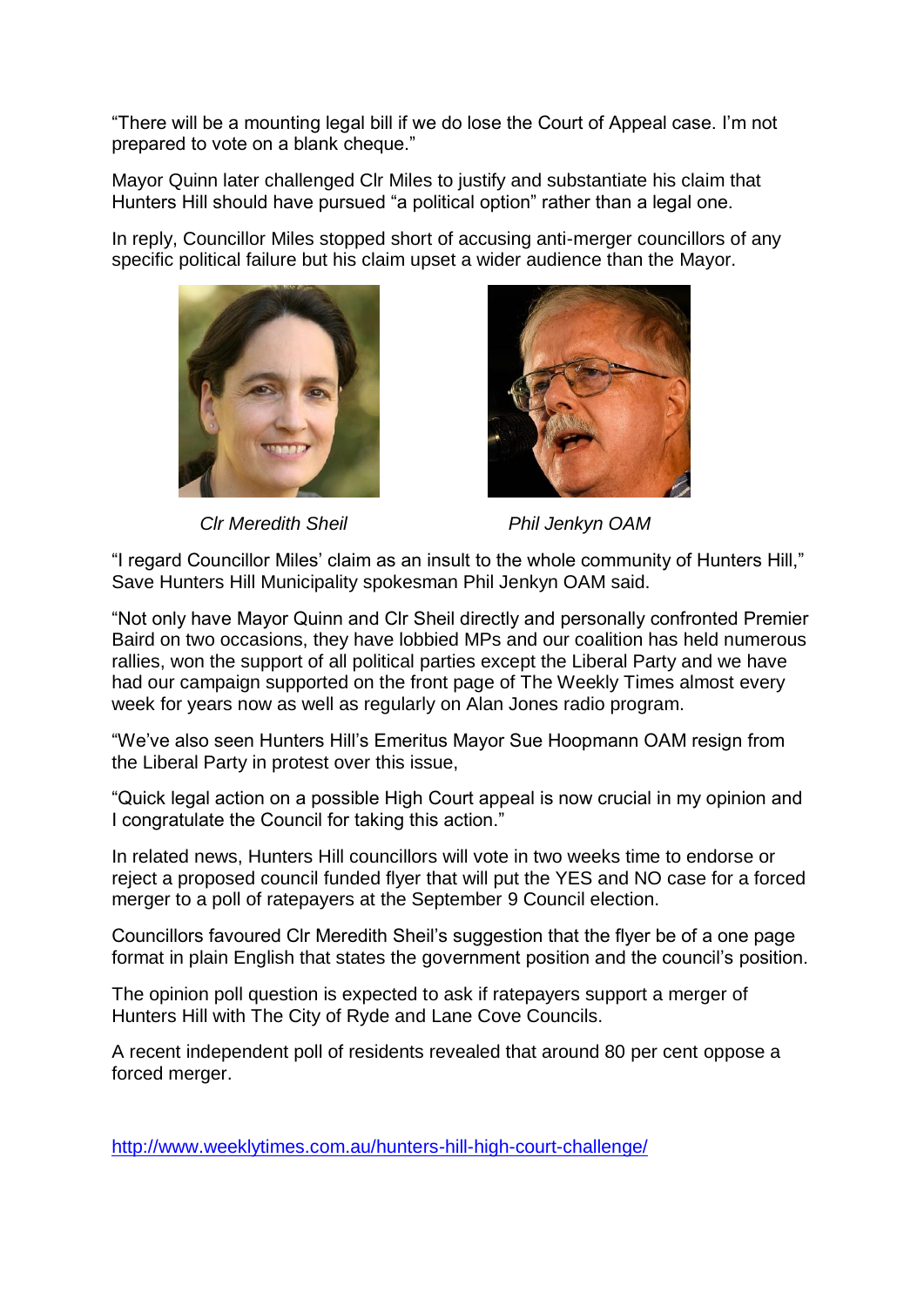"There will be a mounting legal bill if we do lose the Court of Appeal case. I'm not prepared to vote on a blank cheque."

Mayor Quinn later challenged Clr Miles to justify and substantiate his claim that Hunters Hill should have pursued "a political option" rather than a legal one.

In reply, Councillor Miles stopped short of accusing anti-merger councillors of any specific political failure but his claim upset a wider audience than the Mayor.

*Clr Meredith Sheil*

*Phil Jenkyn OAM*

"I regard Councillor Miles' claim as an insult to the whole community of Hunters Hill," Save Hunters Hill Municipality spokesman Phil Jenkyn OAM said.

"Not only have Mayor Quinn and Clr Sheil directly and personally confronted Premier Baird on two occasions, they have lobbied MPs and our coalition has held numerous rallies, won the support of all political parties except the Liberal Party and we have had our campaign supported on the front page of The Weekly Times almost every week for years now as well as regularly on Alan Jones radio program.

"We've also seen Hunters Hill's Emeritus Mayor Sue Hoopmann OAM resign from the Liberal Party in protest over this issue,

"Quick legal action on a possible High Court appeal is now crucial in my opinion and I congratulate the Council for taking this action."

In related news, Hunters Hill councillors will vote in two weeks time to endorse or reject a proposed council funded flyer that will put the YES and NO case for a forced merger to a poll of ratepayers at the September 9 Council election.

Councillors favoured Clr Meredith Sheil's suggestion that the flyer be of a one page format in plain English that states the government position and the council's position.

The opinion poll question is expected to ask if ratepayers support a merger of Hunters Hill with The City of Ryde and Lane Cove Councils.

A recent independent poll of residents revealed that around 80 per cent oppose a forced merger.

http://www.weeklytimes.com.au/hunters-hill-high-court-challenge/